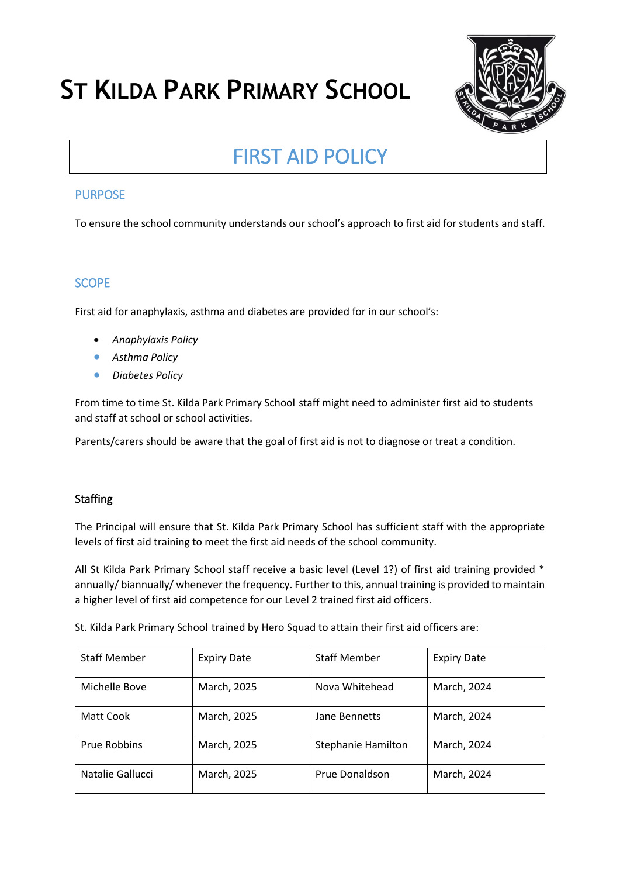# ST KILDA PARK PRIMARY SCHOOL

## FIRST AID POLICY

### PURPOSE

To ensure the school community understands our school's approach to first aid for students and staff.

### SCOPE

First aid for anaphylaxis, asthma and diabetes are provided for in our school's:

- *Anaphylaxis Policy*
- *Asthma Policy*
- *Diabetes Policy*

From time to time St. Kilda Park Primary School staff might need to administer first aid to students and staff at school or school activities.

Parents/carers should be aware that the goal of first aid is not to diagnose or treat a condition.

### Staffing

The Principal will ensure that St. Kilda Park Primary School has sufficient staff with the appropriate levels of first aid training to meet the first aid needs of the school community.

All St Kilda Park Primary School staff receive a basic level (Level 1?) of first aid training provided * annually/ biannually/ whenever the frequency. Further to this, annual training is provided to maintain a higher level of first aid competence for our Level 2 trained first aid officers.

St. Kilda Park Primary School trained by Hero Squad to attain their first aid officers are:

| Staff Member | Expiry Date | Staff Member | Expiry Date |
|---|---|---|---|
| Michelle Bove | March, 2025 | Nova Whitehead | March, 2024 |
| Matt Cook | March, 2025 | Jane Bennetts | March, 2024 |
| Prue Robbins | March, 2025 | Stephanie Hamilton | March, 2024 |
| Natalie Gallucci | March, 2025 | Prue Donaldson | March, 2024 |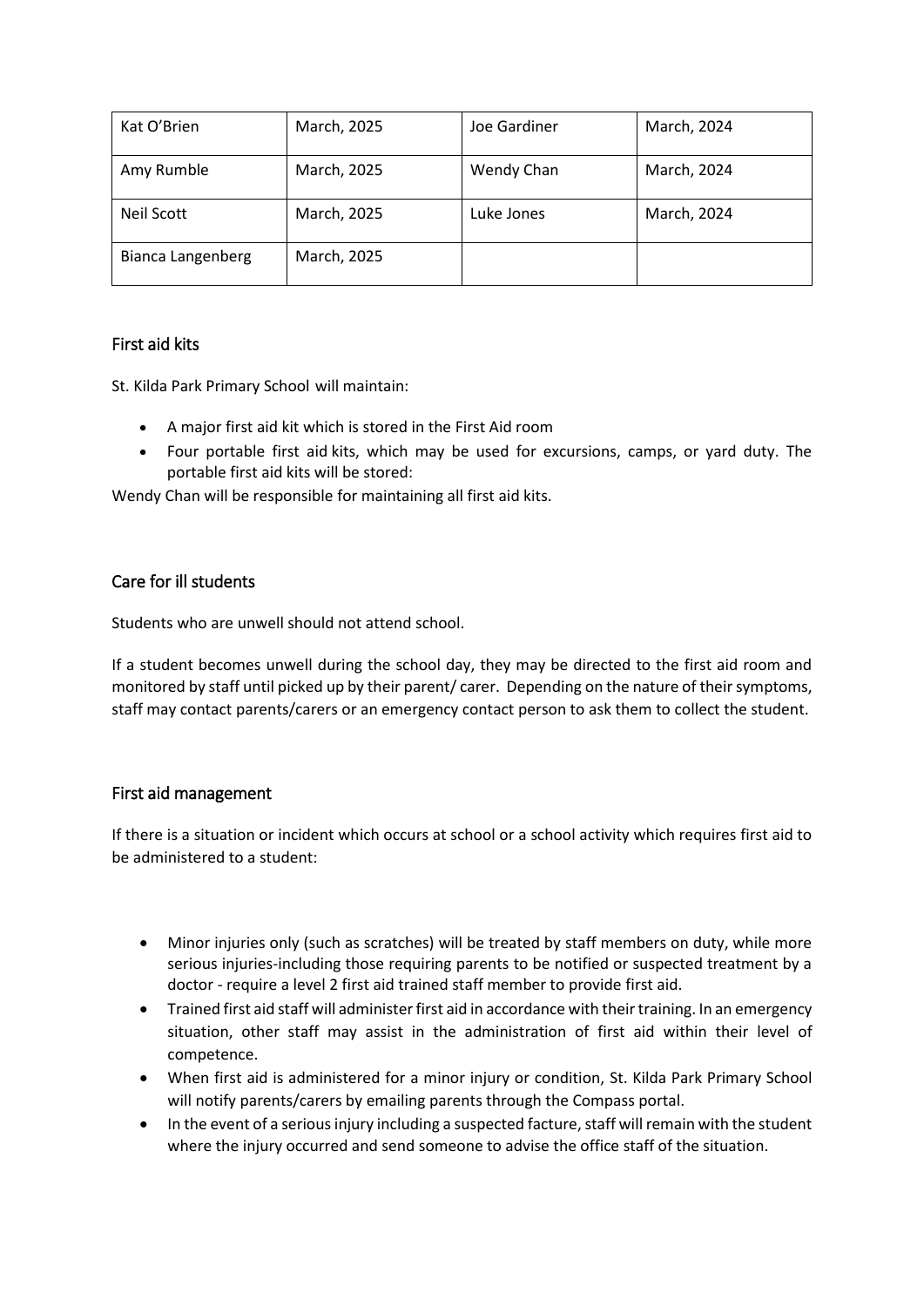| Kat O'Brien | March, 2025 | Joe Gardiner | March, 2024 |
|---|---|---|---|
| Amy Rumble | March, 2025 | Wendy Chan | March, 2024 |
| Neil Scott | March, 2025 | Luke Jones | March, 2024 |
| Bianca Langenberg | March, 2025 | | |

## First aid kits

St. Kilda Park Primary School will maintain:

- A major first aid kit which is stored in the First Aid room
- Four portable first aid kits, which may be used for excursions, camps, or yard duty. The portable first aid kits will be stored:

Wendy Chan will be responsible for maintaining all first aid kits.

## Care for ill students

Students who are unwell should not attend school.

If a student becomes unwell during the school day, they may be directed to the first aid room and monitored by staff until picked up by their parent/ carer. Depending on the nature of their symptoms, staff may contact parents/carers or an emergency contact person to ask them to collect the student.

## First aid management

If there is a situation or incident which occurs at school or a school activity which requires first aid to be administered to a student:

- Minor injuries only (such as scratches) will be treated by staff members on duty, while more serious injuries-including those requiring parents to be notified or suspected treatment by a doctor - require a level 2 first aid trained staff member to provide first aid.
- Trained first aid staff will administer first aid in accordance with their training. In an emergency situation, other staff may assist in the administration of first aid within their level of competence.
- When first aid is administered for a minor injury or condition, St. Kilda Park Primary School will notify parents/carers by emailing parents through the Compass portal.
- In the event of a serious injury including a suspected facture, staff will remain with the student where the injury occurred and send someone to advise the office staff of the situation.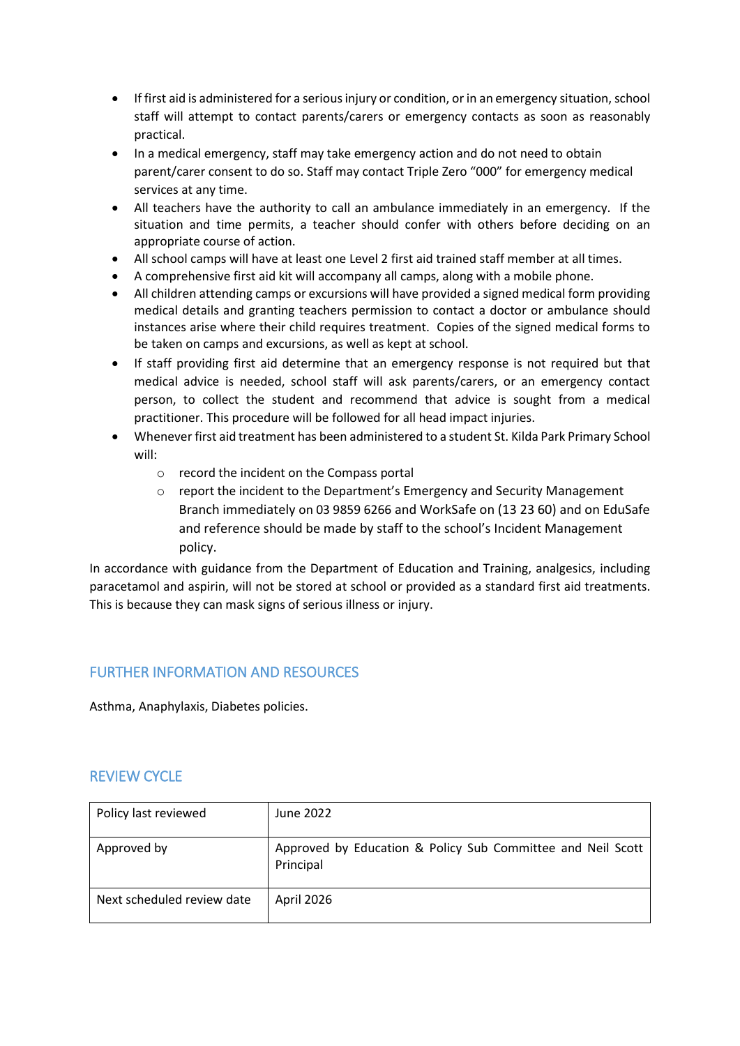- If first aid is administered for a serious injury or condition, or in an emergency situation, school staff will attempt to contact parents/carers or emergency contacts as soon as reasonably practical.
- In a medical emergency, staff may take emergency action and do not need to obtain parent/carer consent to do so. Staff may contact Triple Zero "000" for emergency medical services at any time.
- All teachers have the authority to call an ambulance immediately in an emergency. If the situation and time permits, a teacher should confer with others before deciding on an appropriate course of action.
- All school camps will have at least one Level 2 first aid trained staff member at all times.
- A comprehensive first aid kit will accompany all camps, along with a mobile phone.
- All children attending camps or excursions will have provided a signed medical form providing medical details and granting teachers permission to contact a doctor or ambulance should instances arise where their child requires treatment. Copies of the signed medical forms to be taken on camps and excursions, as well as kept at school.
- If staff providing first aid determine that an emergency response is not required but that medical advice is needed, school staff will ask parents/carers, or an emergency contact person, to collect the student and recommend that advice is sought from a medical practitioner. This procedure will be followed for all head impact injuries.
- Whenever first aid treatment has been administered to a student St. Kilda Park Primary School will:
  - record the incident on the Compass portal
  - report the incident to the Department's Emergency and Security Management Branch immediately on 03 9859 6266 and WorkSafe on (13 23 60) and on EduSafe and reference should be made by staff to the school's Incident Management policy.

In accordance with guidance from the Department of Education and Training, analgesics, including paracetamol and aspirin, will not be stored at school or provided as a standard first aid treatments. This is because they can mask signs of serious illness or injury.

## FURTHER INFORMATION AND RESOURCES

Asthma, Anaphylaxis, Diabetes policies.

## REVIEW CYCLE

| | |
|---|---|
| Policy last reviewed | June 2022 |
| Approved by | Approved by Education & Policy Sub Committee and Neil Scott Principal |
| Next scheduled review date | April 2026 |